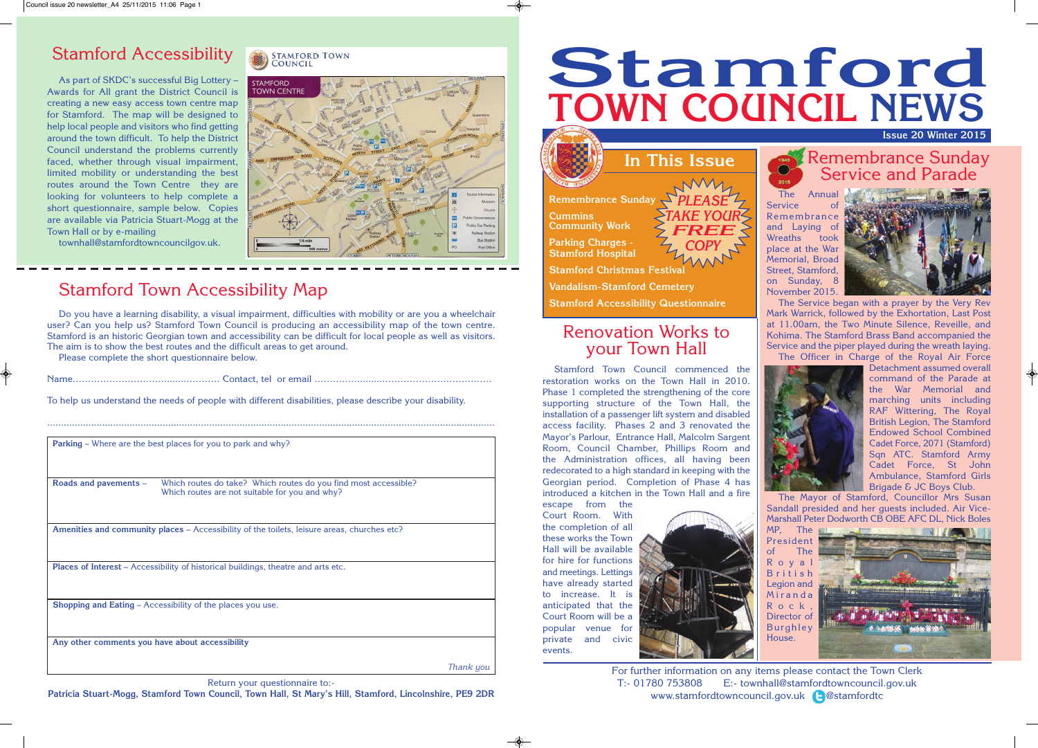# Stamford TOWN COUNCIL NEWS

Issue 20 Winter 2015

## In This Issue

- Remembrance Sunday
- Cummins Community Work
- Parking Charges - Stamford Hospital
- Stamford Christmas Festival
- Vandalism-Stamford Cemetery
- Stamford Accessibility Questionnaire

PLEASE TAKE YOUR FREE COPY

## Remembrance Sunday Service and Parade

The Annual Service of Remembrance and Laying of Wreaths took place at the War Memorial, Broad Street, Stamford, on Sunday, 8 November 2015.

The Service began with a prayer by the Very Rev Mark Warrick, followed by the Exhortation, Last Post at 11.00am, the Two Minute Silence, Reveille, and Kohima. The Stamford Brass Band accompanied the Service and the piper played during the wreath laying.

The Officer in Charge of the Royal Air Force Detachment assumed overall command of the Parade at the War Memorial and marching units including RAF Wittering, The Royal British Legion, The Stamford Endowed School Combined Cadet Force, 2071 (Stamford) Sqn ATC. Stamford Army Cadet Force, St John Ambulance, Stamford Girls Brigade & JC Boys Club.

The Mayor of Stamford, Councillor Mrs Susan Sandall presided and her guests included. Air Vice-Marshall Peter Dodworth CB OBE AFC DL, Nick Boles MP, The President of The Royal British Legion Miranda Rock, Director of Burghley House.

## Renovation Works to your Town Hall

Stamford Town Council commenced the restoration works on the Town Hall in 2010. Phase 1 completed the strengthening of the core supporting structure of the Town Hall, the installation of a passenger lift system and disabled access facility. Phases 2 and 3 renovated the Mayor's Parlour, Entrance Hall, Malcolm Sargent Room, Council Chamber, Phillips Room and the Administration offices, all having been redecorated to a high standard in keeping with the Georgian period. Completion of Phase 4 has introduced a kitchen in the Town Hall and a fire escape from the Court Room. With the completion of all these works the Town Hall will be available for hire for functions and meetings. Lettings have already started to increase. It is anticipated that the Court Room will be a popular venue for private and civic events.

For further information on any items please contact the Town Clerk
T:- 01780 753808 E:- townhall@stamfordtowncouncil.gov.uk
www.stamfordtowncouncil.gov.uk @stamfordtc

## Stamford Accessibility

As part of SKDC's successful Big Lottery – Awards for All grant the District Council is creating a new easy access town centre map for Stamford. The map will be designed to help local people and visitors who find getting around the town difficult. To help the District Council understand the problems currently faced, whether through visual impairment, limited mobility or understanding the best routes around the Town Centre they are looking for volunteers to help complete a short questionnaire, sample below. Copies are available via Patricia Stuart-Mogg at the Town Hall or by e-mailing townhall@stamfordtowncouncilgov.uk.

## Stamford Town Accessibility Map

Do you have a learning disability, a visual impairment, difficulties with mobility or are you a wheelchair user? Can you help us? Stamford Town Council is producing an accessibility map of the town centre. Stamford is an historic Georgian town and accessibility can be difficult for local people as well as visitors. The aim is to show the best routes and the difficult areas to get around.

Please complete the short questionnaire below.

Name................................................ Contact, tel or email ...........................................................

To help us understand the needs of people with different disabilities, please describe your disability.

..........................................................................................................................................................

| |
|---|
| **Parking** – Where are the best places for you to park and why? |
| **Roads and pavements** – Which routes do take? Which routes do you find most accessible? Which routes are not suitable for you and why? |
| **Amenities and community places** – Accessibility of the toilets, leisure areas, churches etc? |
| **Places of Interest** – Accessibility of historical buildings, theatre and arts etc. |
| **Shopping and Eating** – Accessibility of the places you use. |
| **Any other comments you have about accessibility** *Thank you* |

Return your questionnaire to:-
**Patricia Stuart-Mogg, Stamford Town Council, Town Hall, St Mary's Hill, Stamford, Lincolnshire, PE9 2DR**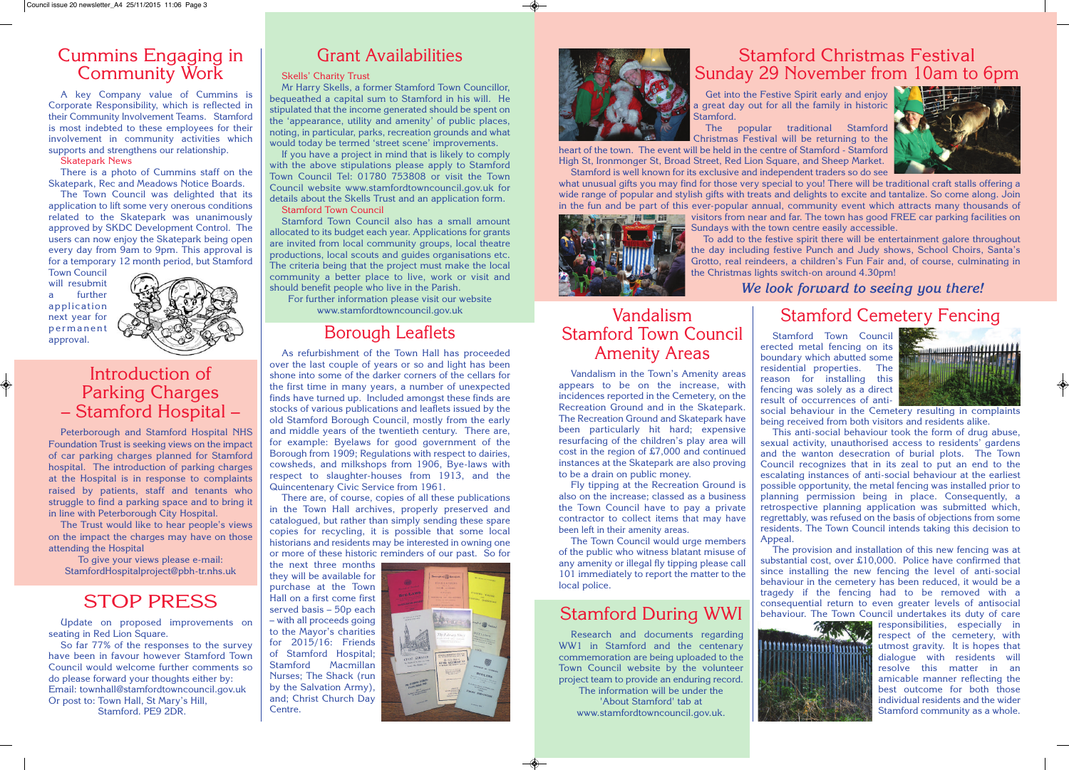# Cummins Engaging in Community Work

A key Company value of Cummins is Corporate Responsibility, which is reflected in their Community Involvement Teams. Stamford is most indebted to these employees for their involvement in community activities which supports and strengthens our relationship.

### Skatepark News

There is a photo of Cummins staff on the Skatepark, Rec and Meadows Notice Boards.

The Town Council was delighted that its application to lift some very onerous conditions related to the Skatepark was unanimously approved by SKDC Development Control. The users can now enjoy the Skatepark being open every day from 9am to 9pm. This approval is for a temporary 12 month period, but Stamford Town Council will resubmit a further application next year for permanent approval.

# Introduction of Parking Charges – Stamford Hospital –

Peterborough and Stamford Hospital NHS Foundation Trust is seeking views on the impact of car parking charges planned for Stamford hospital. The introduction of parking charges at the Hospital is in response to complaints raised by patients, staff and tenants who struggle to find a parking space and to bring it in line with Peterborough City Hospital.

The Trust would like to hear people's views on the impact the charges may have on those attending the Hospital

To give your views please e-mail:
StamfordHospitalproject@pbh-tr.nhs.uk

# STOP PRESS

Update on proposed improvements on seating in Red Lion Square.

So far 77% of the responses to the survey have been in favour however Stamford Town Council would welcome further comments so do please forward your thoughts either by:
Email: townhall@stamfordtowncouncil.gov.uk
Or post to: Town Hall, St Mary's Hill, Stamford. PE9 2DR.

# Grant Availabilities

### Skells' Charity Trust

Mr Harry Skells, a former Stamford Town Councillor, bequeathed a capital sum to Stamford in his will. He stipulated that the income generated should be spent on the 'appearance, utility and amenity' of public places, noting, in particular, parks, recreation grounds and what would today be termed 'street scene' improvements.

If you have a project in mind that is likely to comply with the above stipulations please apply to Stamford Town Council Tel: 01780 753808 or visit the Town Council website www.stamfordtowncouncil.gov.uk for details about the Skells Trust and an application form.

### Stamford Town Council

Stamford Town Council also has a small amount allocated to its budget each year. Applications for grants are invited from local community groups, local theatre productions, local scouts and guides organisations etc. The criteria being that the project must make the local community a better place to live, work or visit and should benefit people who live in the Parish.

For further information please visit our website www.stamfordtowncouncil.gov.uk

# Borough Leaflets

As refurbishment of the Town Hall has proceeded over the last couple of years or so and light has been shone into some of the darker corners of the cellars for the first time in many years, a number of unexpected finds have turned up. Included amongst these finds are stocks of various publications and leaflets issued by the old Stamford Borough Council, mostly from the early and middle years of the twentieth century. There are, for example: Byelaws for good government of the Borough from 1909; Regulations with respect to dairies, cowsheds, and milkshops from 1906, Bye-laws with respect to slaughter-houses from 1913, and the Quincentenary Civic Service from 1961.

There are, of course, copies of all these publications in the Town Hall archives, properly preserved and catalogued, but rather than simply sending these spare copies for recycling, it is possible that some local historians and residents may be interested in owning one or more of these historic reminders of our past. So for the next three months they will be available for purchase at the Town Hall on a first come first served basis – 50p each – with all proceeds going to the Mayor's charities for 2015/16: Friends of Stamford Hospital; Stamford Macmillan Nurses; The Shack (run by the Salvation Army), and; Christ Church Day Centre.

# Stamford Christmas Festival Sunday 29 November from 10am to 6pm

Get into the Festive Spirit early and enjoy a great day out for all the family in historic Stamford.

The popular traditional Stamford Christmas Festival will be returning to the heart of the town. The event will be held in the centre of Stamford - Stamford High St, Ironmonger St, Broad Street, Red Lion Square, and Sheep Market.

Stamford is well known for its exclusive and independent traders so do see what unusual gifts you may find for those very special to you! There will be traditional craft stalls offering a wide range of popular and stylish gifts with treats and delights to excite and tantalize. So come along. Join in the fun and be part of this ever-popular annual, community event which attracts many thousands of visitors from near and far. The town has good FREE car parking facilities on Sundays with the town centre easily accessible.

To add to the festive spirit there will be entertainment galore throughout the day including festive Punch and Judy shows, School Choirs, Santa's Grotto, real reindeers, a children's Fun Fair and, of course, culminating in the Christmas lights switch-on around 4.30pm!

***We look forward to seeing you there!***

# Vandalism Stamford Town Council Amenity Areas

Vandalism in the Town's Amenity areas appears to be on the increase, with incidences reported in the Cemetery, on the Recreation Ground and in the Skatepark. The Recreation Ground and Skatepark have been particularly hit hard; expensive resurfacing of the children's play area will cost in the region of £7,000 and continued instances at the Skatepark are also proving to be a drain on public money.

Fly tipping at the Recreation Ground is also on the increase; classed as a business the Town Council have to pay a private contractor to collect items that may have been left in their amenity areas.

The Town Council would urge members of the public who witness blatant misuse of any amenity or illegal fly tipping please call 101 immediately to report the matter to the local police.

# Stamford During WWI

Research and documents regarding WW1 in Stamford and the centenary commemoration are being uploaded to the Town Council website by the volunteer project team to provide an enduring record. The information will be under the 'About Stamford' tab at www.stamfordtowncouncil.gov.uk.

# Stamford Cemetery Fencing

Stamford Town Council erected metal fencing on its boundary which abutted some residential properties. The reason for installing this fencing was solely as a direct result of occurrences of anti-social behaviour in the Cemetery resulting in complaints being received from both visitors and residents alike.

This anti-social behaviour took the form of drug abuse, sexual activity, unauthorised access to residents' gardens and the wanton desecration of burial plots. The Town Council recognizes that in its zeal to put an end to the escalating instances of anti-social behaviour at the earliest possible opportunity, the metal fencing was installed prior to planning permission being in place. Consequently, a retrospective planning application was submitted which, regrettably, was refused on the basis of objections from some residents. The Town Council intends taking this decision to Appeal.

The provision and installation of this new fencing was at substantial cost, over £10,000. Police have confirmed that since installing the new fencing the level of anti-social behaviour in the cemetery has been reduced, it would be a tragedy if the fencing had to be removed with a consequential return to even greater levels of antisocial behaviour. The Town Council undertakes its duty of care responsibilities, especially in respect of the cemetery, with utmost gravity. It is hopes that dialogue with residents will resolve this matter in an amicable manner reflecting the best outcome for both those individual residents and the wider Stamford community as a whole.